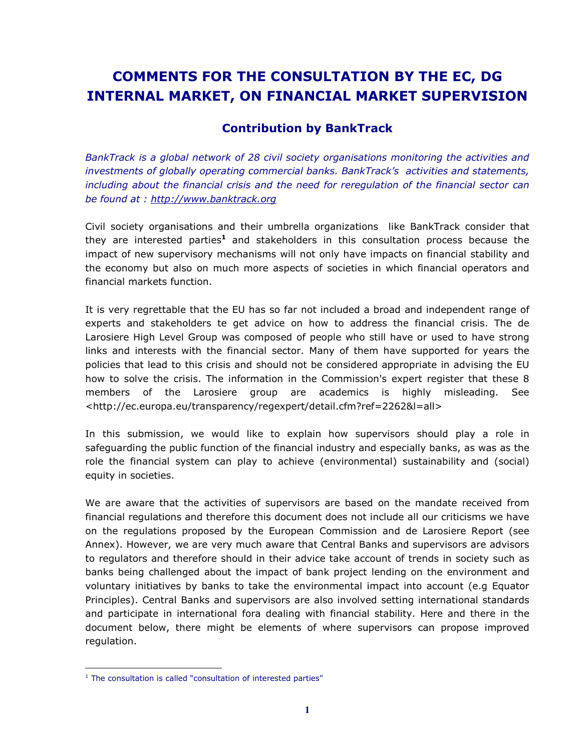# COMMENTS FOR THE CONSULTATION BY THE EC, DG INTERNAL MARKET, ON FINANCIAL MARKET SUPERVISION

## Contribution by BankTrack

*BankTrack is a global network of 28 civil society organisations monitoring the activities and investments of globally operating commercial banks. BankTrack's activities and statements, including about the financial crisis and the need for reregulation of the financial sector can be found at : http://www.banktrack.org*

Civil society organisations and their umbrella organizations like BankTrack consider that they are interested parties[1] and stakeholders in this consultation process because the impact of new supervisory mechanisms will not only have impacts on financial stability and the economy but also on much more aspects of societies in which financial operators and financial markets function.

It is very regrettable that the EU has so far not included a broad and independent range of experts and stakeholders te get advice on how to address the financial crisis. The de Larosiere High Level Group was composed of people who still have or used to have strong links and interests with the financial sector. Many of them have supported for years the policies that lead to this crisis and should not be considered appropriate in advising the EU how to solve the crisis. The information in the Commission's expert register that these 8 members of the Larosiere group are academics is highly misleading. See <http://ec.europa.eu/transparency/regexpert/detail.cfm?ref=2262&l=all>

In this submission, we would like to explain how supervisors should play a role in safeguarding the public function of the financial industry and especially banks, as was as the role the financial system can play to achieve (environmental) sustainability and (social) equity in societies.

We are aware that the activities of supervisors are based on the mandate received from financial regulations and therefore this document does not include all our criticisms we have on the regulations proposed by the European Commission and de Larosiere Report (see Annex). However, we are very much aware that Central Banks and supervisors are advisors to regulators and therefore should in their advice take account of trends in society such as banks being challenged about the impact of bank project lending on the environment and voluntary initiatives by banks to take the environmental impact into account (e.g Equator Principles). Central Banks and supervisors are also involved setting international standards and participate in international fora dealing with financial stability. Here and there in the document below, there might be elements of where supervisors can propose improved regulation.

---

[1] The consultation is called "consultation of interested parties"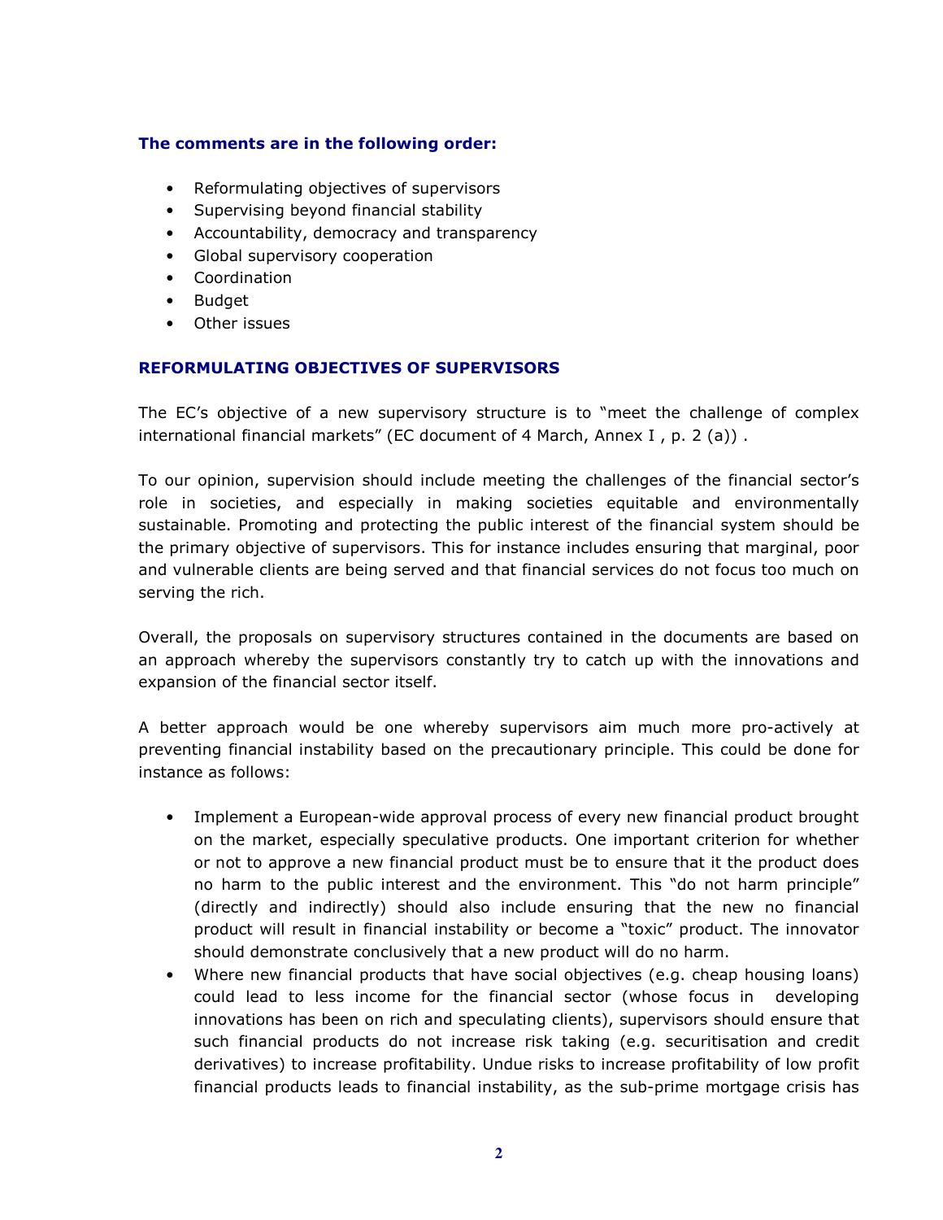**The comments are in the following order:**

- Reformulating objectives of supervisors
- Supervising beyond financial stability
- Accountability, democracy and transparency
- Global supervisory cooperation
- Coordination
- Budget
- Other issues

## REFORMULATING OBJECTIVES OF SUPERVISORS

The EC's objective of a new supervisory structure is to "meet the challenge of complex international financial markets" (EC document of 4 March, Annex I , p. 2 (a)) .

To our opinion, supervision should include meeting the challenges of the financial sector's role in societies, and especially in making societies equitable and environmentally sustainable. Promoting and protecting the public interest of the financial system should be the primary objective of supervisors. This for instance includes ensuring that marginal, poor and vulnerable clients are being served and that financial services do not focus too much on serving the rich.

Overall, the proposals on supervisory structures contained in the documents are based on an approach whereby the supervisors constantly try to catch up with the innovations and expansion of the financial sector itself.

A better approach would be one whereby supervisors aim much more pro-actively at preventing financial instability based on the precautionary principle. This could be done for instance as follows:

- Implement a European-wide approval process of every new financial product brought on the market, especially speculative products. One important criterion for whether or not to approve a new financial product must be to ensure that it the product does no harm to the public interest and the environment. This "do not harm principle" (directly and indirectly) should also include ensuring that the new no financial product will result in financial instability or become a "toxic" product. The innovator should demonstrate conclusively that a new product will do no harm.
- Where new financial products that have social objectives (e.g. cheap housing loans) could lead to less income for the financial sector (whose focus in developing innovations has been on rich and speculating clients), supervisors should ensure that such financial products do not increase risk taking (e.g. securitisation and credit derivatives) to increase profitability. Undue risks to increase profitability of low profit financial products leads to financial instability, as the sub-prime mortgage crisis has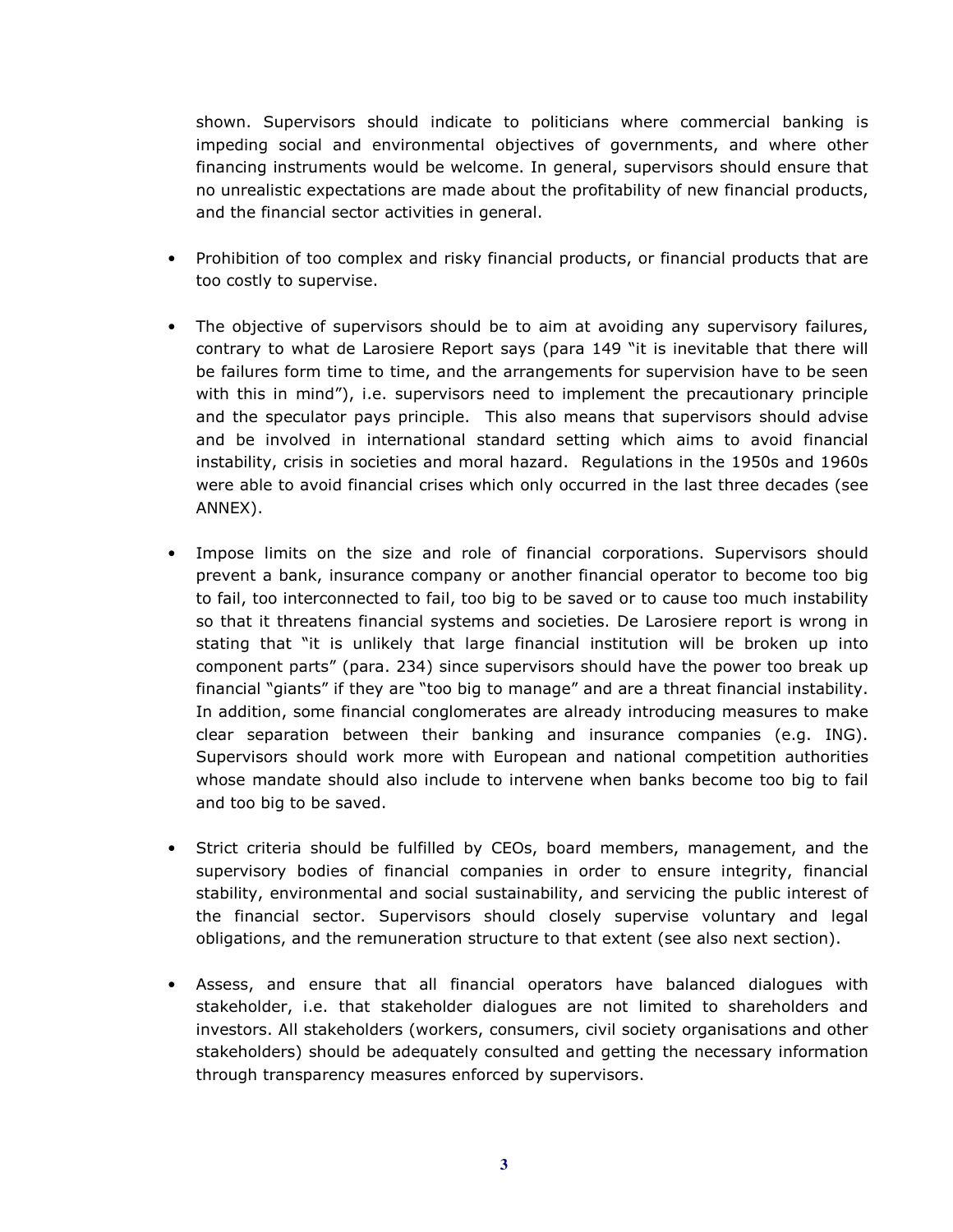shown. Supervisors should indicate to politicians where commercial banking is impeding social and environmental objectives of governments, and where other financing instruments would be welcome. In general, supervisors should ensure that no unrealistic expectations are made about the profitability of new financial products, and the financial sector activities in general.

- Prohibition of too complex and risky financial products, or financial products that are too costly to supervise.

- The objective of supervisors should be to aim at avoiding any supervisory failures, contrary to what de Larosiere Report says (para 149 "it is inevitable that there will be failures form time to time, and the arrangements for supervision have to be seen with this in mind"), i.e. supervisors need to implement the precautionary principle and the speculator pays principle. This also means that supervisors should advise and be involved in international standard setting which aims to avoid financial instability, crisis in societies and moral hazard. Regulations in the 1950s and 1960s were able to avoid financial crises which only occurred in the last three decades (see ANNEX).

- Impose limits on the size and role of financial corporations. Supervisors should prevent a bank, insurance company or another financial operator to become too big to fail, too interconnected to fail, too big to be saved or to cause too much instability so that it threatens financial systems and societies. De Larosiere report is wrong in stating that "it is unlikely that large financial institution will be broken up into component parts" (para. 234) since supervisors should have the power too break up financial "giants" if they are "too big to manage" and are a threat financial instability. In addition, some financial conglomerates are already introducing measures to make clear separation between their banking and insurance companies (e.g. ING). Supervisors should work more with European and national competition authorities whose mandate should also include to intervene when banks become too big to fail and too big to be saved.

- Strict criteria should be fulfilled by CEOs, board members, management, and the supervisory bodies of financial companies in order to ensure integrity, financial stability, environmental and social sustainability, and servicing the public interest of the financial sector. Supervisors should closely supervise voluntary and legal obligations, and the remuneration structure to that extent (see also next section).

- Assess, and ensure that all financial operators have balanced dialogues with stakeholder, i.e. that stakeholder dialogues are not limited to shareholders and investors. All stakeholders (workers, consumers, civil society organisations and other stakeholders) should be adequately consulted and getting the necessary information through transparency measures enforced by supervisors.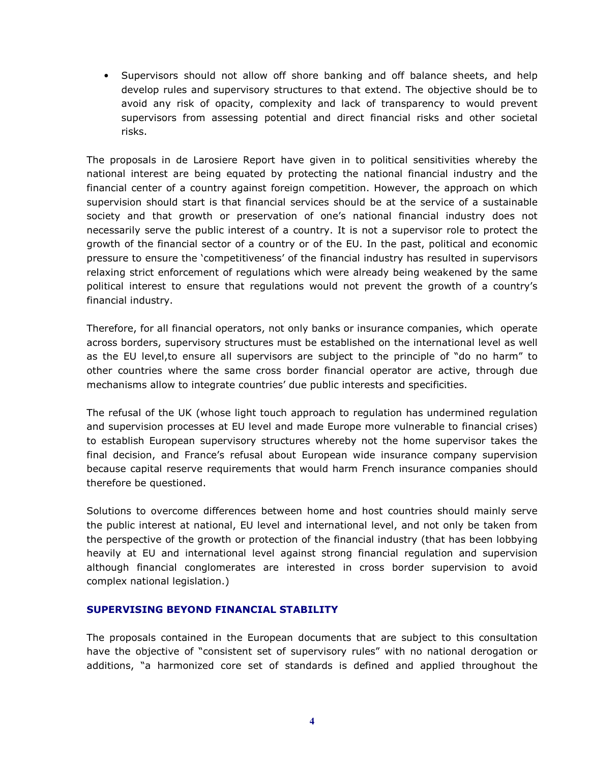- Supervisors should not allow off shore banking and off balance sheets, and help develop rules and supervisory structures to that extend. The objective should be to avoid any risk of opacity, complexity and lack of transparency to would prevent supervisors from assessing potential and direct financial risks and other societal risks.

The proposals in de Larosiere Report have given in to political sensitivities whereby the national interest are being equated by protecting the national financial industry and the financial center of a country against foreign competition. However, the approach on which supervision should start is that financial services should be at the service of a sustainable society and that growth or preservation of one's national financial industry does not necessarily serve the public interest of a country. It is not a supervisor role to protect the growth of the financial sector of a country or of the EU. In the past, political and economic pressure to ensure the 'competitiveness' of the financial industry has resulted in supervisors relaxing strict enforcement of regulations which were already being weakened by the same political interest to ensure that regulations would not prevent the growth of a country's financial industry.

Therefore, for all financial operators, not only banks or insurance companies, which operate across borders, supervisory structures must be established on the international level as well as the EU level,to ensure all supervisors are subject to the principle of "do no harm" to other countries where the same cross border financial operator are active, through due mechanisms allow to integrate countries' due public interests and specificities.

The refusal of the UK (whose light touch approach to regulation has undermined regulation and supervision processes at EU level and made Europe more vulnerable to financial crises) to establish European supervisory structures whereby not the home supervisor takes the final decision, and France's refusal about European wide insurance company supervision because capital reserve requirements that would harm French insurance companies should therefore be questioned.

Solutions to overcome differences between home and host countries should mainly serve the public interest at national, EU level and international level, and not only be taken from the perspective of the growth or protection of the financial industry (that has been lobbying heavily at EU and international level against strong financial regulation and supervision although financial conglomerates are interested in cross border supervision to avoid complex national legislation.)

## SUPERVISING BEYOND FINANCIAL STABILITY

The proposals contained in the European documents that are subject to this consultation have the objective of "consistent set of supervisory rules" with no national derogation or additions, "a harmonized core set of standards is defined and applied throughout the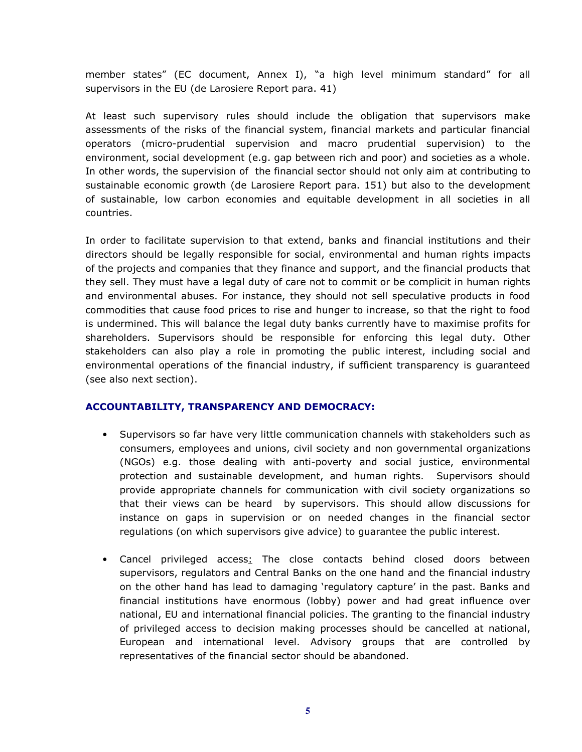member states" (EC document, Annex I), "a high level minimum standard" for all supervisors in the EU (de Larosiere Report para. 41)

At least such supervisory rules should include the obligation that supervisors make assessments of the risks of the financial system, financial markets and particular financial operators (micro-prudential supervision and macro prudential supervision) to the environment, social development (e.g. gap between rich and poor) and societies as a whole. In other words, the supervision of the financial sector should not only aim at contributing to sustainable economic growth (de Larosiere Report para. 151) but also to the development of sustainable, low carbon economies and equitable development in all societies in all countries.

In order to facilitate supervision to that extend, banks and financial institutions and their directors should be legally responsible for social, environmental and human rights impacts of the projects and companies that they finance and support, and the financial products that they sell. They must have a legal duty of care not to commit or be complicit in human rights and environmental abuses. For instance, they should not sell speculative products in food commodities that cause food prices to rise and hunger to increase, so that the right to food is undermined. This will balance the legal duty banks currently have to maximise profits for shareholders. Supervisors should be responsible for enforcing this legal duty. Other stakeholders can also play a role in promoting the public interest, including social and environmental operations of the financial industry, if sufficient transparency is guaranteed (see also next section).

**ACCOUNTABILITY, TRANSPARENCY AND DEMOCRACY:**

- Supervisors so far have very little communication channels with stakeholders such as consumers, employees and unions, civil society and non governmental organizations (NGOs) e.g. those dealing with anti-poverty and social justice, environmental protection and sustainable development, and human rights. Supervisors should provide appropriate channels for communication with civil society organizations so that their views can be heard by supervisors. This should allow discussions for instance on gaps in supervision or on needed changes in the financial sector regulations (on which supervisors give advice) to guarantee the public interest.

- Cancel privileged access: The close contacts behind closed doors between supervisors, regulators and Central Banks on the one hand and the financial industry on the other hand has lead to damaging 'regulatory capture' in the past. Banks and financial institutions have enormous (lobby) power and had great influence over national, EU and international financial policies. The granting to the financial industry of privileged access to decision making processes should be cancelled at national, European and international level. Advisory groups that are controlled by representatives of the financial sector should be abandoned.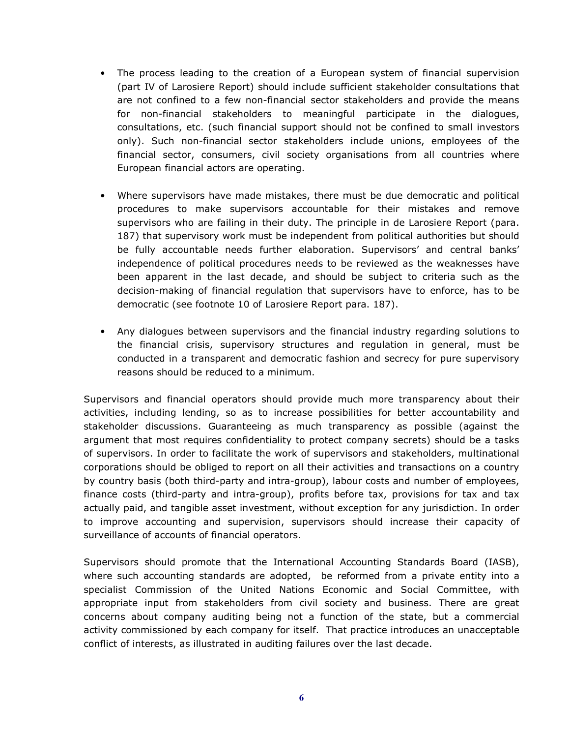- The process leading to the creation of a European system of financial supervision (part IV of Larosiere Report) should include sufficient stakeholder consultations that are not confined to a few non-financial sector stakeholders and provide the means for non-financial stakeholders to meaningful participate in the dialogues, consultations, etc. (such financial support should not be confined to small investors only). Such non-financial sector stakeholders include unions, employees of the financial sector, consumers, civil society organisations from all countries where European financial actors are operating.

- Where supervisors have made mistakes, there must be due democratic and political procedures to make supervisors accountable for their mistakes and remove supervisors who are failing in their duty. The principle in de Larosiere Report (para. 187) that supervisory work must be independent from political authorities but should be fully accountable needs further elaboration. Supervisors' and central banks' independence of political procedures needs to be reviewed as the weaknesses have been apparent in the last decade, and should be subject to criteria such as the decision-making of financial regulation that supervisors have to enforce, has to be democratic (see footnote 10 of Larosiere Report para. 187).

- Any dialogues between supervisors and the financial industry regarding solutions to the financial crisis, supervisory structures and regulation in general, must be conducted in a transparent and democratic fashion and secrecy for pure supervisory reasons should be reduced to a minimum.

Supervisors and financial operators should provide much more transparency about their activities, including lending, so as to increase possibilities for better accountability and stakeholder discussions. Guaranteeing as much transparency as possible (against the argument that most requires confidentiality to protect company secrets) should be a tasks of supervisors. In order to facilitate the work of supervisors and stakeholders, multinational corporations should be obliged to report on all their activities and transactions on a country by country basis (both third-party and intra-group), labour costs and number of employees, finance costs (third-party and intra-group), profits before tax, provisions for tax and tax actually paid, and tangible asset investment, without exception for any jurisdiction. In order to improve accounting and supervision, supervisors should increase their capacity of surveillance of accounts of financial operators.

Supervisors should promote that the International Accounting Standards Board (IASB), where such accounting standards are adopted, be reformed from a private entity into a specialist Commission of the United Nations Economic and Social Committee, with appropriate input from stakeholders from civil society and business. There are great concerns about company auditing being not a function of the state, but a commercial activity commissioned by each company for itself. That practice introduces an unacceptable conflict of interests, as illustrated in auditing failures over the last decade.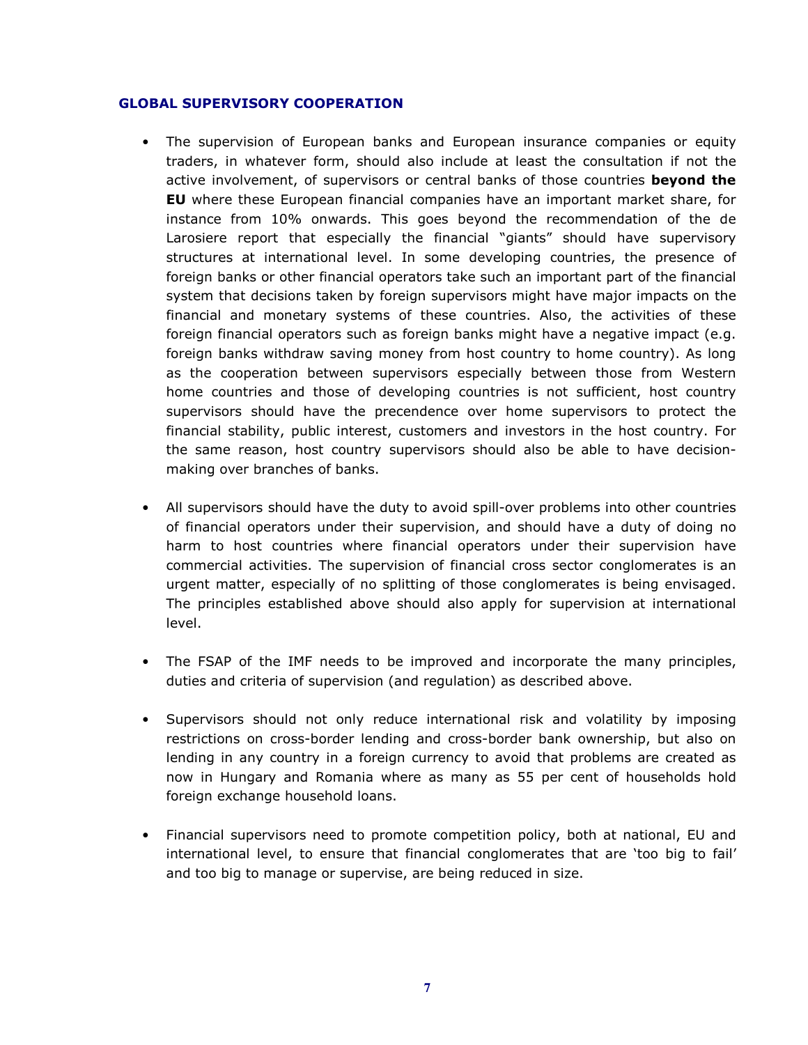### GLOBAL SUPERVISORY COOPERATION

- The supervision of European banks and European insurance companies or equity traders, in whatever form, should also include at least the consultation if not the active involvement, of supervisors or central banks of those countries **beyond the EU** where these European financial companies have an important market share, for instance from 10% onwards. This goes beyond the recommendation of the de Larosiere report that especially the financial "giants" should have supervisory structures at international level. In some developing countries, the presence of foreign banks or other financial operators take such an important part of the financial system that decisions taken by foreign supervisors might have major impacts on the financial and monetary systems of these countries. Also, the activities of these foreign financial operators such as foreign banks might have a negative impact (e.g. foreign banks withdraw saving money from host country to home country). As long as the cooperation between supervisors especially between those from Western home countries and those of developing countries is not sufficient, host country supervisors should have the precendence over home supervisors to protect the financial stability, public interest, customers and investors in the host country. For the same reason, host country supervisors should also be able to have decision-making over branches of banks.

- All supervisors should have the duty to avoid spill-over problems into other countries of financial operators under their supervision, and should have a duty of doing no harm to host countries where financial operators under their supervision have commercial activities. The supervision of financial cross sector conglomerates is an urgent matter, especially of no splitting of those conglomerates is being envisaged. The principles established above should also apply for supervision at international level.

- The FSAP of the IMF needs to be improved and incorporate the many principles, duties and criteria of supervision (and regulation) as described above.

- Supervisors should not only reduce international risk and volatility by imposing restrictions on cross-border lending and cross-border bank ownership, but also on lending in any country in a foreign currency to avoid that problems are created as now in Hungary and Romania where as many as 55 per cent of households hold foreign exchange household loans.

- Financial supervisors need to promote competition policy, both at national, EU and international level, to ensure that financial conglomerates that are 'too big to fail' and too big to manage or supervise, are being reduced in size.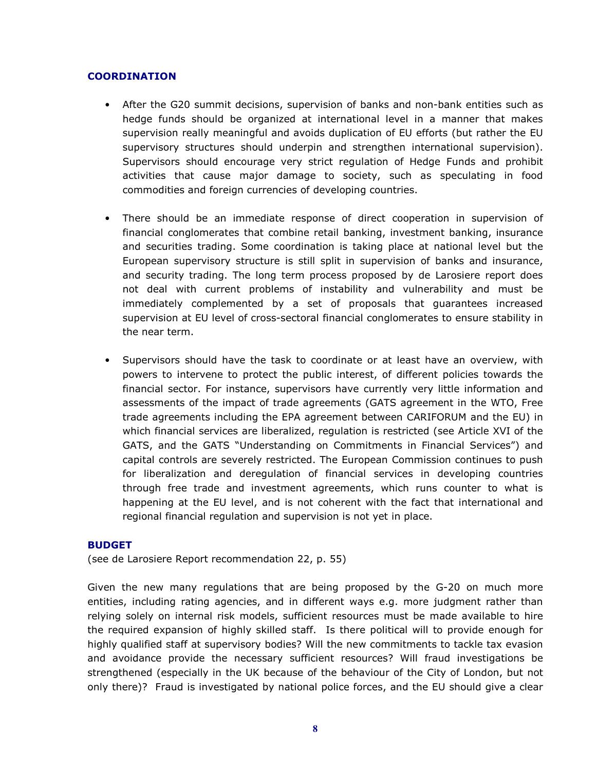## COORDINATION

- After the G20 summit decisions, supervision of banks and non-bank entities such as hedge funds should be organized at international level in a manner that makes supervision really meaningful and avoids duplication of EU efforts (but rather the EU supervisory structures should underpin and strengthen international supervision). Supervisors should encourage very strict regulation of Hedge Funds and prohibit activities that cause major damage to society, such as speculating in food commodities and foreign currencies of developing countries.

- There should be an immediate response of direct cooperation in supervision of financial conglomerates that combine retail banking, investment banking, insurance and securities trading. Some coordination is taking place at national level but the European supervisory structure is still split in supervision of banks and insurance, and security trading. The long term process proposed by de Larosiere report does not deal with current problems of instability and vulnerability and must be immediately complemented by a set of proposals that guarantees increased supervision at EU level of cross-sectoral financial conglomerates to ensure stability in the near term.

- Supervisors should have the task to coordinate or at least have an overview, with powers to intervene to protect the public interest, of different policies towards the financial sector. For instance, supervisors have currently very little information and assessments of the impact of trade agreements (GATS agreement in the WTO, Free trade agreements including the EPA agreement between CARIFORUM and the EU) in which financial services are liberalized, regulation is restricted (see Article XVI of the GATS, and the GATS "Understanding on Commitments in Financial Services") and capital controls are severely restricted. The European Commission continues to push for liberalization and deregulation of financial services in developing countries through free trade and investment agreements, which runs counter to what is happening at the EU level, and is not coherent with the fact that international and regional financial regulation and supervision is not yet in place.

## BUDGET

(see de Larosiere Report recommendation 22, p. 55)

Given the new many regulations that are being proposed by the G-20 on much more entities, including rating agencies, and in different ways e.g. more judgment rather than relying solely on internal risk models, sufficient resources must be made available to hire the required expansion of highly skilled staff. Is there political will to provide enough for highly qualified staff at supervisory bodies? Will the new commitments to tackle tax evasion and avoidance provide the necessary sufficient resources? Will fraud investigations be strengthened (especially in the UK because of the behaviour of the City of London, but not only there)? Fraud is investigated by national police forces, and the EU should give a clear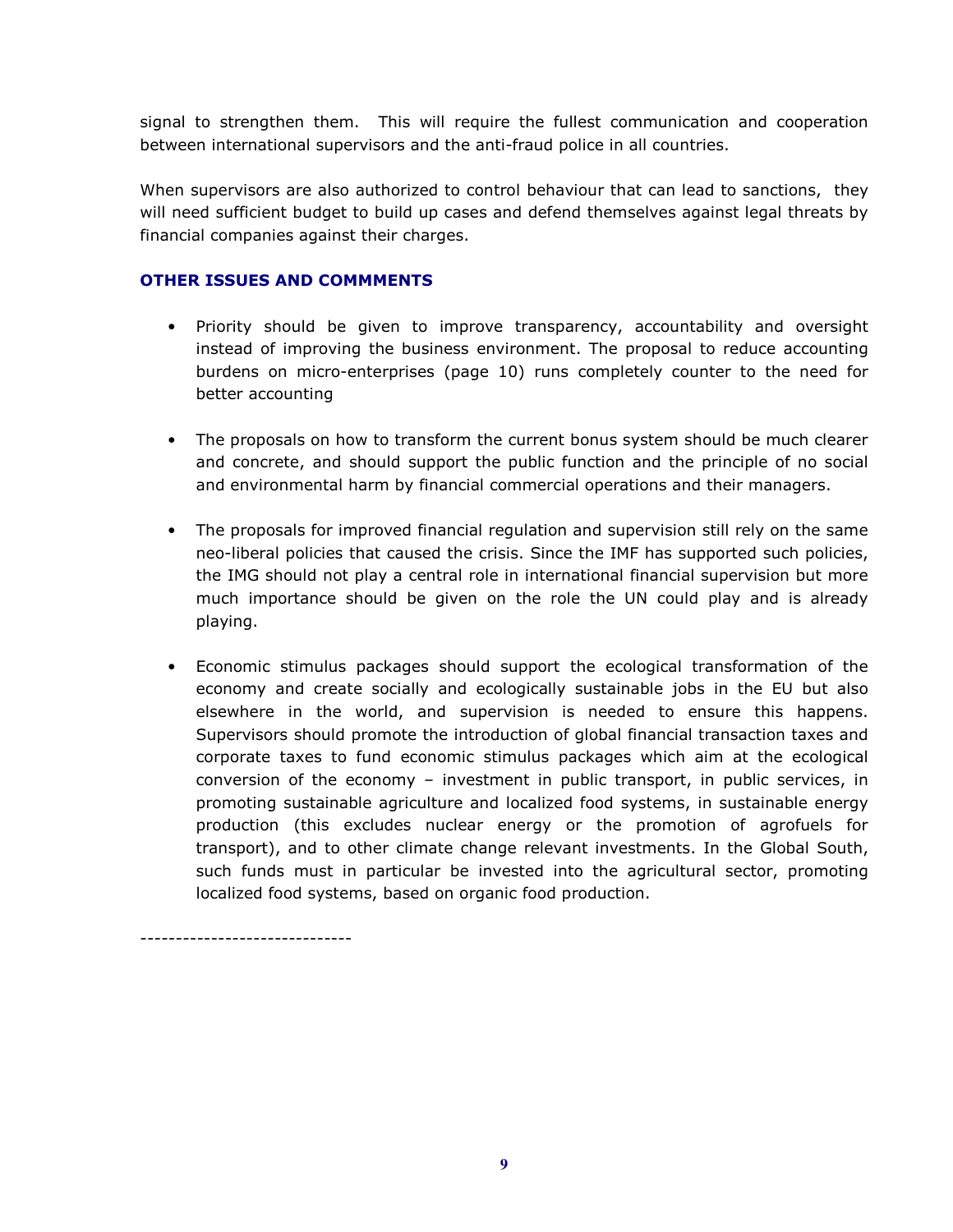signal to strengthen them. This will require the fullest communication and cooperation between international supervisors and the anti-fraud police in all countries.

When supervisors are also authorized to control behaviour that can lead to sanctions, they will need sufficient budget to build up cases and defend themselves against legal threats by financial companies against their charges.

### OTHER ISSUES AND COMMMENTS

- Priority should be given to improve transparency, accountability and oversight instead of improving the business environment. The proposal to reduce accounting burdens on micro-enterprises (page 10) runs completely counter to the need for better accounting

- The proposals on how to transform the current bonus system should be much clearer and concrete, and should support the public function and the principle of no social and environmental harm by financial commercial operations and their managers.

- The proposals for improved financial regulation and supervision still rely on the same neo-liberal policies that caused the crisis. Since the IMF has supported such policies, the IMG should not play a central role in international financial supervision but more much importance should be given on the role the UN could play and is already playing.

- Economic stimulus packages should support the ecological transformation of the economy and create socially and ecologically sustainable jobs in the EU but also elsewhere in the world, and supervision is needed to ensure this happens. Supervisors should promote the introduction of global financial transaction taxes and corporate taxes to fund economic stimulus packages which aim at the ecological conversion of the economy – investment in public transport, in public services, in promoting sustainable agriculture and localized food systems, in sustainable energy production (this excludes nuclear energy or the promotion of agrofuels for transport), and to other climate change relevant investments. In the Global South, such funds must in particular be invested into the agricultural sector, promoting localized food systems, based on organic food production.

------------------------------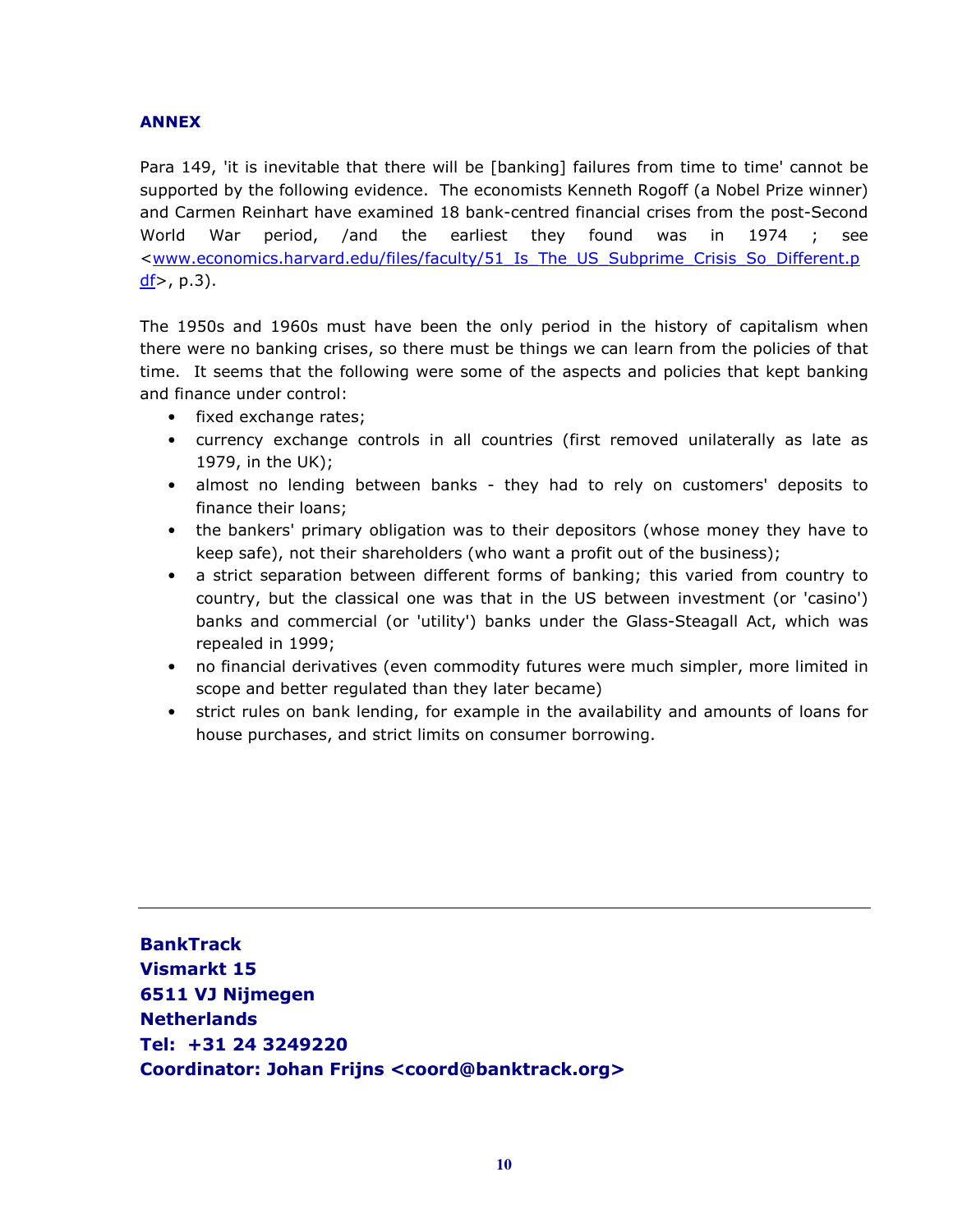**ANNEX**

Para 149, 'it is inevitable that there will be [banking] failures from time to time' cannot be supported by the following evidence. The economists Kenneth Rogoff (a Nobel Prize winner) and Carmen Reinhart have examined 18 bank-centred financial crises from the post-Second World War period, /and the earliest they found was in 1974 ; see <www.economics.harvard.edu/files/faculty/51_Is_The_US_Subprime_Crisis_So_Different.pdf>, p.3).

The 1950s and 1960s must have been the only period in the history of capitalism when there were no banking crises, so there must be things we can learn from the policies of that time. It seems that the following were some of the aspects and policies that kept banking and finance under control:

- fixed exchange rates;
- currency exchange controls in all countries (first removed unilaterally as late as 1979, in the UK);
- almost no lending between banks - they had to rely on customers' deposits to finance their loans;
- the bankers' primary obligation was to their depositors (whose money they have to keep safe), not their shareholders (who want a profit out of the business);
- a strict separation between different forms of banking; this varied from country to country, but the classical one was that in the US between investment (or 'casino') banks and commercial (or 'utility') banks under the Glass-Steagall Act, which was repealed in 1999;
- no financial derivatives (even commodity futures were much simpler, more limited in scope and better regulated than they later became)
- strict rules on bank lending, for example in the availability and amounts of loans for house purchases, and strict limits on consumer borrowing.

---

**BankTrack**
**Vismarkt 15**
**6511 VJ Nijmegen**
**Netherlands**
**Tel: +31 24 3249220**
**Coordinator: Johan Frijns <coord@banktrack.org>**